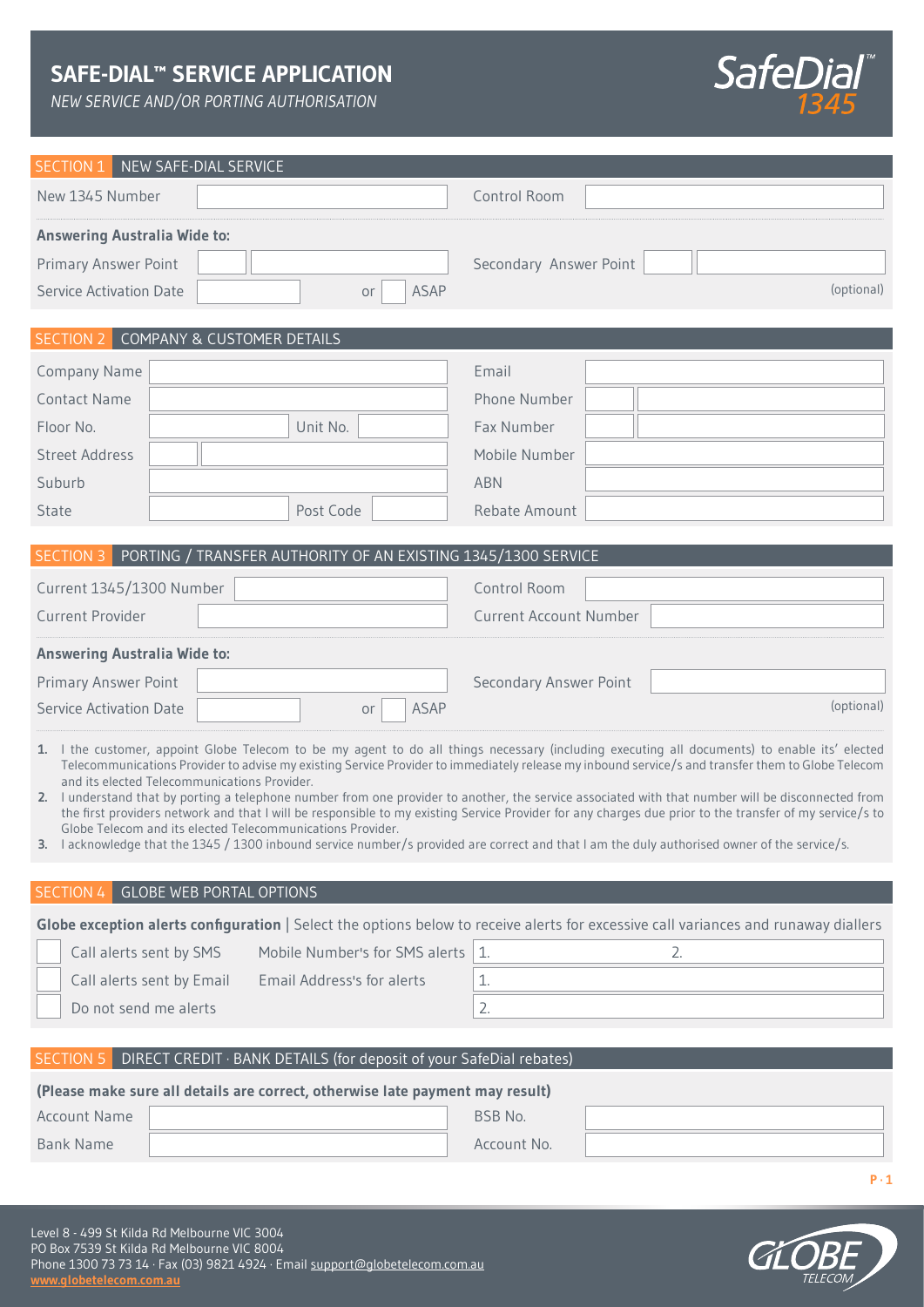# SAFE-DIAL™ SERVICE APPLICATION

*NEW SERVICE AND/OR PORTING AUTHORISATION*

SafeDial™ 1345

## SECTION 1 NEW SAFE-DIAL SERVICE

| | | | |
|---|---|---|---|
| New 1345 Number | | Control Room | |

**Answering Australia Wide to:**

| | | | |
|---|---|---|---|
| Primary Answer Point | | Secondary Answer Point | |
| Service Activation Date | or ASAP | | (optional) |

## SECTION 2 COMPANY & CUSTOMER DETAILS

| | | | |
|---|---|---|---|
| Company Name | | Email | |
| Contact Name | | Phone Number | |
| Floor No. | Unit No. | Fax Number | |
| Street Address | | Mobile Number | |
| Suburb | | ABN | |
| State | Post Code | Rebate Amount | |

## SECTION 3 PORTING / TRANSFER AUTHORITY OF AN EXISTING 1345/1300 SERVICE

| | | | |
|---|---|---|---|
| Current 1345/1300 Number | | Control Room | |
| Current Provider | | Current Account Number | |

**Answering Australia Wide to:**

| | | | |
|---|---|---|---|
| Primary Answer Point | | Secondary Answer Point | |
| Service Activation Date | or ASAP | | (optional) |

1. I the customer, appoint Globe Telecom to be my agent to do all things necessary (including executing all documents) to enable its' elected Telecommunications Provider to advise my existing Service Provider to immediately release my inbound service/s and transfer them to Globe Telecom and its elected Telecommunications Provider.
2. I understand that by porting a telephone number from one provider to another, the service associated with that number will be disconnected from the first providers network and that I will be responsible to my existing Service Provider for any charges due prior to the transfer of my service/s to Globe Telecom and its elected Telecommunications Provider.
3. I acknowledge that the 1345 / 1300 inbound service number/s provided are correct and that I am the duly authorised owner of the service/s.

## SECTION 4 GLOBE WEB PORTAL OPTIONS

**Globe exception alerts configuration** | Select the options below to receive alerts for excessive call variances and runaway diallers

| | | | |
|---|---|---|---|
| ☐ Call alerts sent by SMS | Mobile Number's for SMS alerts | 1. | 2. |
| ☐ Call alerts sent by Email | Email Address's for alerts | 1. | |
| ☐ Do not send me alerts | | 2. | |

## SECTION 5 DIRECT CREDIT · BANK DETAILS (for deposit of your SafeDial rebates)

**(Please make sure all details are correct, otherwise late payment may result)**

| | | | |
|---|---|---|---|
| Account Name | | BSB No. | |
| Bank Name | | Account No. | |

Level 8 - 499 St Kilda Rd Melbourne VIC 3004
PO Box 7539 St Kilda Rd Melbourne VIC 8004
Phone 1300 73 73 14 · Fax (03) 9821 4924 · Email support@globetelecom.com.au
www.globetelecom.com.au

GLOBE TELECOM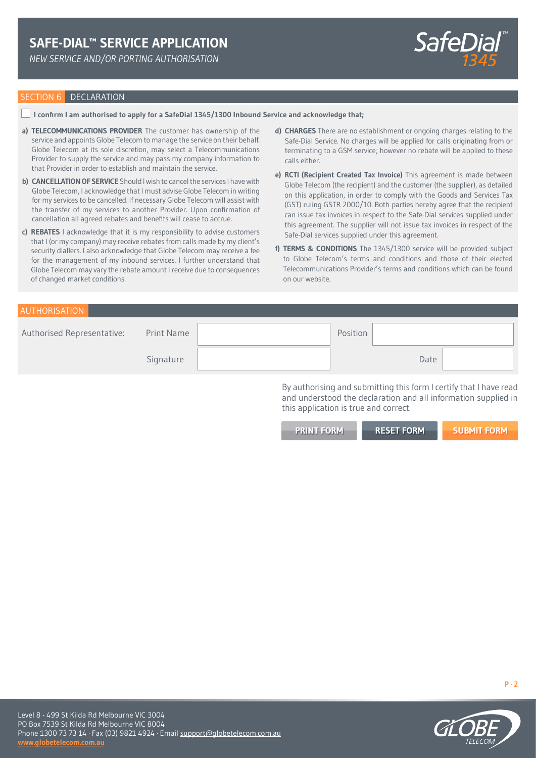# SAFE-DIAL™ SERVICE APPLICATION

*NEW SERVICE AND/OR PORTING AUTHORISATION*

## SECTION 6 DECLARATION

☐ **I confirm I am authorised to apply for a SafeDial 1345/1300 Inbound Service and acknowledge that;**

**a) TELECOMMUNICATIONS PROVIDER** The customer has ownership of the service and appoints Globe Telecom to manage the service on their behalf. Globe Telecom at its sole discretion, may select a Telecommunications Provider to supply the service and may pass my company information to that Provider in order to establish and maintain the service.

**b) CANCELLATION OF SERVICE** Should I wish to cancel the services I have with Globe Telecom, I acknowledge that I must advise Globe Telecom in writing for my services to be cancelled. If necessary Globe Telecom will assist with the transfer of my services to another Provider. Upon confirmation of cancellation all agreed rebates and benefits will cease to accrue.

**c) REBATES** I acknowledge that it is my responsibility to advise customers that I (or my company) may receive rebates from calls made by my client's security diallers. I also acknowledge that Globe Telecom may receive a fee for the management of my inbound services. I further understand that Globe Telecom may vary the rebate amount I receive due to consequences of changed market conditions.

**d) CHARGES** There are no establishment or ongoing charges relating to the Safe-Dial Service. No charges will be applied for calls originating from or terminating to a GSM service; however no rebate will be applied to these calls either.

**e) RCTI (Recipient Created Tax Invoice)** This agreement is made between Globe Telecom (the recipient) and the customer (the supplier), as detailed on this application, in order to comply with the Goods and Services Tax (GST) ruling GSTR 2000/10. Both parties hereby agree that the recipient can issue tax invoices in respect to the Safe-Dial services supplied under this agreement. The supplier will not issue tax invoices in respect of the Safe-Dial services supplied under this agreement.

**f) TERMS & CONDITIONS** The 1345/1300 service will be provided subject to Globe Telecom's terms and conditions and those of their elected Telecommunications Provider's terms and conditions which can be found on our website.

## AUTHORISATION

| | | | | |
|---|---|---|---|---|
| Authorised Representative: | Print Name | | Position | |
| | Signature | | Date | |

By authorising and submitting this form I certify that I have read and understood the declaration and all information supplied in this application is true and correct.

PRINT FORM | RESET FORM | SUBMIT FORM

Level 8 - 499 St Kilda Rd Melbourne VIC 3004
PO Box 7539 St Kilda Rd Melbourne VIC 8004
Phone 1300 73 73 14 · Fax (03) 9821 4924 · Email support@globetelecom.com.au
www.globetelecom.com.au